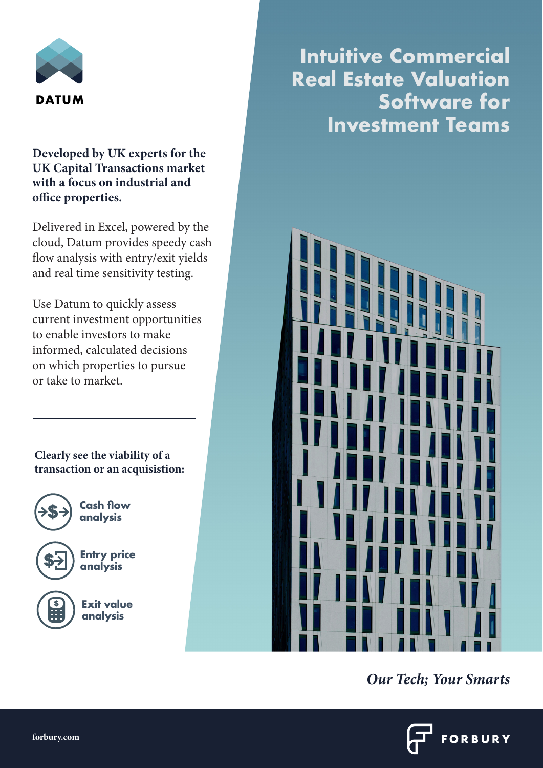DATUM

# Intuitive Commercial Real Estate Valuation Software for Investment Teams

**Developed by UK experts for the UK Capital Transactions market with a focus on industrial and office properties.**

Delivered in Excel, powered by the cloud, Datum provides speedy cash flow analysis with entry/exit yields and real time sensitivity testing.

Use Datum to quickly assess current investment opportunities to enable investors to make informed, calculated decisions on which properties to pursue or take to market.

---

**Clearly see the viability of a transaction or an acquisistion:**

- Cash flow analysis
- Entry price analysis
- Exit value analysis

*Our Tech; Your Smarts*

forbury.com

FORBURY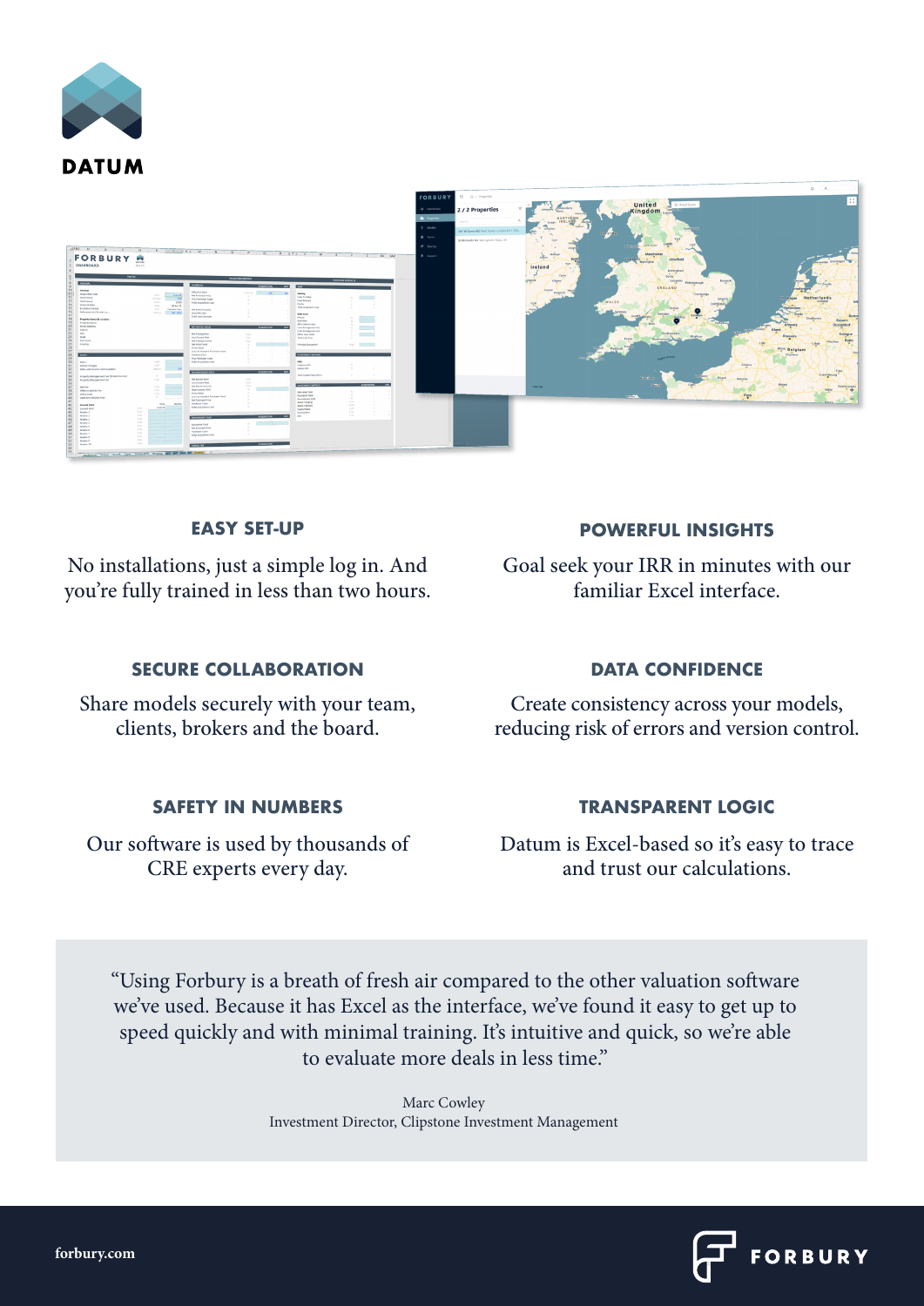DATUM

## EASY SET-UP

No installations, just a simple log in. And you're fully trained in less than two hours.

## POWERFUL INSIGHTS

Goal seek your IRR in minutes with our familiar Excel interface.

## SECURE COLLABORATION

Share models securely with your team, clients, brokers and the board.

## DATA CONFIDENCE

Create consistency across your models, reducing risk of errors and version control.

## SAFETY IN NUMBERS

Our software is used by thousands of CRE experts every day.

## TRANSPARENT LOGIC

Datum is Excel-based so it's easy to trace and trust our calculations.

> "Using Forbury is a breath of fresh air compared to the other valuation software we've used. Because it has Excel as the interface, we've found it easy to get up to speed quickly and with minimal training. It's intuitive and quick, so we're able to evaluate more deals in less time."
>
> Marc Cowley
> Investment Director, Clipstone Investment Management

forbury.com

FORBURY